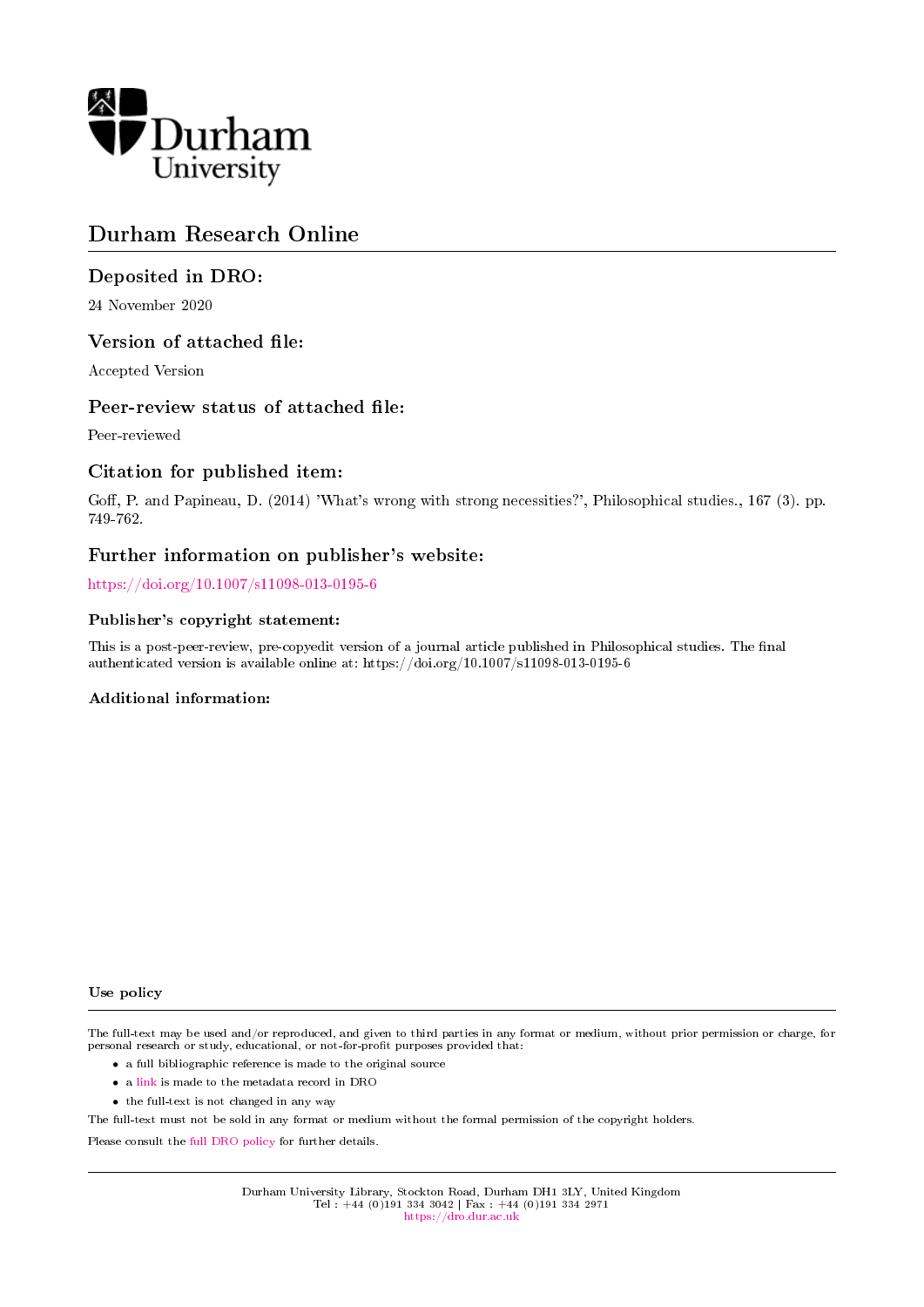Durham University

# Durham Research Online

## Deposited in DRO:

24 November 2020

## Version of attached file:

Accepted Version

## Peer-review status of attached file:

Peer-reviewed

## Citation for published item:

Goff, P. and Papineau, D. (2014) 'What's wrong with strong necessities?', Philosophical studies., 167 (3). pp. 749-762.

## Further information on publisher's website:

https://doi.org/10.1007/s11098-013-0195-6

### Publisher's copyright statement:

This is a post-peer-review, pre-copyedit version of a journal article published in Philosophical studies. The final authenticated version is available online at: https://doi.org/10.1007/s11098-013-0195-6

### Additional information:

### Use policy

The full-text may be used and/or reproduced, and given to third parties in any format or medium, without prior permission or charge, for personal research or study, educational, or not-for-profit purposes provided that:

- a full bibliographic reference is made to the original source
- a link is made to the metadata record in DRO
- the full-text is not changed in any way

The full-text must not be sold in any format or medium without the formal permission of the copyright holders.

Please consult the full DRO policy for further details.

Durham University Library, Stockton Road, Durham DH1 3LY, United Kingdom
Tel : +44 (0)191 334 3042 | Fax : +44 (0)191 334 2971
https://dro.dur.ac.uk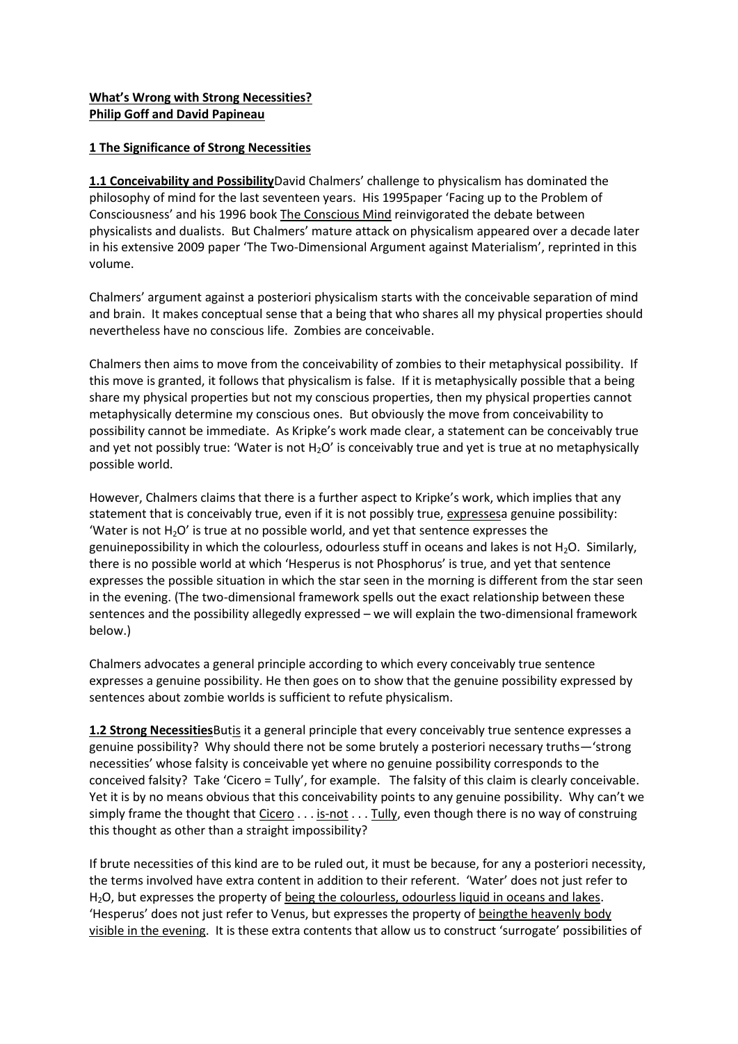**What's Wrong with Strong Necessities?**
**Philip Goff and David Papineau**

**1 The Significance of Strong Necessities**

**1.1 Conceivability and Possibility** David Chalmers' challenge to physicalism has dominated the philosophy of mind for the last seventeen years. His 1995paper 'Facing up to the Problem of Consciousness' and his 1996 book The Conscious Mind reinvigorated the debate between physicalists and dualists. But Chalmers' mature attack on physicalism appeared over a decade later in his extensive 2009 paper 'The Two-Dimensional Argument against Materialism', reprinted in this volume.

Chalmers' argument against a posteriori physicalism starts with the conceivable separation of mind and brain. It makes conceptual sense that a being that who shares all my physical properties should nevertheless have no conscious life. Zombies are conceivable.

Chalmers then aims to move from the conceivability of zombies to their metaphysical possibility. If this move is granted, it follows that physicalism is false. If it is metaphysically possible that a being share my physical properties but not my conscious properties, then my physical properties cannot metaphysically determine my conscious ones. But obviously the move from conceivability to possibility cannot be immediate. As Kripke's work made clear, a statement can be conceivably true and yet not possibly true: 'Water is not $H_2O$' is conceivably true and yet is true at no metaphysically possible world.

However, Chalmers claims that there is a further aspect to Kripke's work, which implies that any statement that is conceivably true, even if it is not possibly true, expressesa genuine possibility: 'Water is not $H_2O$' is true at no possible world, and yet that sentence expresses the genuinepossibility in which the colourless, odourless stuff in oceans and lakes is not $H_2O$. Similarly, there is no possible world at which 'Hesperus is not Phosphorus' is true, and yet that sentence expresses the possible situation in which the star seen in the morning is different from the star seen in the evening. (The two-dimensional framework spells out the exact relationship between these sentences and the possibility allegedly expressed – we will explain the two-dimensional framework below.)

Chalmers advocates a general principle according to which every conceivably true sentence expresses a genuine possibility. He then goes on to show that the genuine possibility expressed by sentences about zombie worlds is sufficient to refute physicalism.

**1.2 Strong Necessities** Butis it a general principle that every conceivably true sentence expresses a genuine possibility? Why should there not be some brutely a posteriori necessary truths—'strong necessities' whose falsity is conceivable yet where no genuine possibility corresponds to the conceived falsity? Take 'Cicero = Tully', for example. The falsity of this claim is clearly conceivable. Yet it is by no means obvious that this conceivability points to any genuine possibility. Why can't we simply frame the thought that Cicero . . . is-not . . . Tully, even though there is no way of construing this thought as other than a straight impossibility?

If brute necessities of this kind are to be ruled out, it must be because, for any a posteriori necessity, the terms involved have extra content in addition to their referent. 'Water' does not just refer to $H_2O$, but expresses the property of being the colourless, odourless liquid in oceans and lakes. 'Hesperus' does not just refer to Venus, but expresses the property of beingthe heavenly body visible in the evening. It is these extra contents that allow us to construct 'surrogate' possibilities of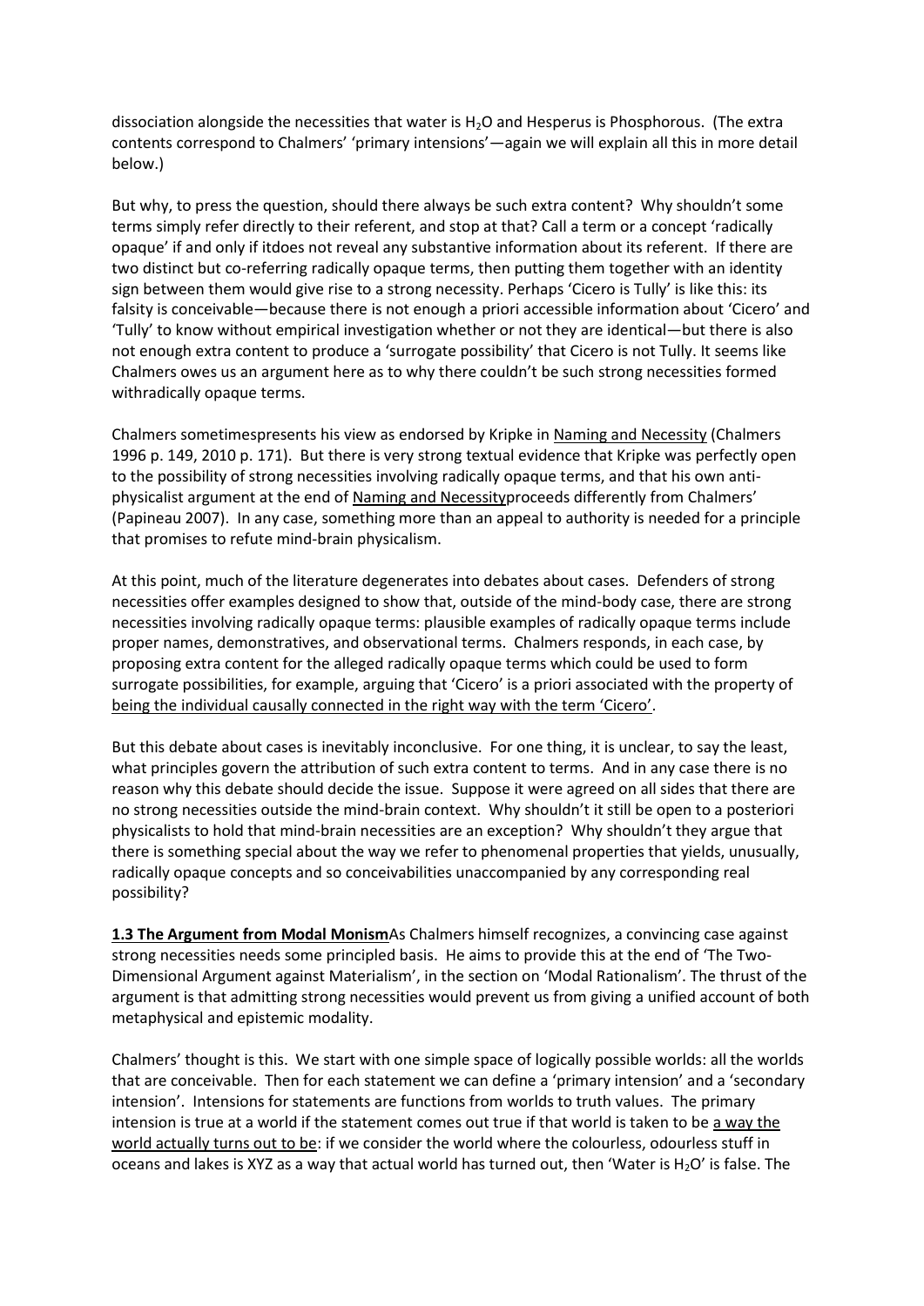dissociation alongside the necessities that water is $H_2O$ and Hesperus is Phosphorous. (The extra contents correspond to Chalmers' 'primary intensions'—again we will explain all this in more detail below.)

But why, to press the question, should there always be such extra content? Why shouldn't some terms simply refer directly to their referent, and stop at that? Call a term or a concept 'radically opaque' if and only if itdoes not reveal any substantive information about its referent. If there are two distinct but co-referring radically opaque terms, then putting them together with an identity sign between them would give rise to a strong necessity. Perhaps 'Cicero is Tully' is like this: its falsity is conceivable—because there is not enough a priori accessible information about 'Cicero' and 'Tully' to know without empirical investigation whether or not they are identical—but there is also not enough extra content to produce a 'surrogate possibility' that Cicero is not Tully. It seems like Chalmers owes us an argument here as to why there couldn't be such strong necessities formed withradically opaque terms.

Chalmers sometimespresents his view as endorsed by Kripke in Naming and Necessity (Chalmers 1996 p. 149, 2010 p. 171). But there is very strong textual evidence that Kripke was perfectly open to the possibility of strong necessities involving radically opaque terms, and that his own anti-physicalist argument at the end of Naming and Necessityproceeds differently from Chalmers' (Papineau 2007). In any case, something more than an appeal to authority is needed for a principle that promises to refute mind-brain physicalism.

At this point, much of the literature degenerates into debates about cases. Defenders of strong necessities offer examples designed to show that, outside of the mind-body case, there are strong necessities involving radically opaque terms: plausible examples of radically opaque terms include proper names, demonstratives, and observational terms. Chalmers responds, in each case, by proposing extra content for the alleged radically opaque terms which could be used to form surrogate possibilities, for example, arguing that 'Cicero' is a priori associated with the property of being the individual causally connected in the right way with the term 'Cicero'.

But this debate about cases is inevitably inconclusive. For one thing, it is unclear, to say the least, what principles govern the attribution of such extra content to terms. And in any case there is no reason why this debate should decide the issue. Suppose it were agreed on all sides that there are no strong necessities outside the mind-brain context. Why shouldn't it still be open to a posteriori physicalists to hold that mind-brain necessities are an exception? Why shouldn't they argue that there is something special about the way we refer to phenomenal properties that yields, unusually, radically opaque concepts and so conceivabilities unaccompanied by any corresponding real possibility?

**1.3 The Argument from Modal Monism**As Chalmers himself recognizes, a convincing case against strong necessities needs some principled basis. He aims to provide this at the end of 'The Two-Dimensional Argument against Materialism', in the section on 'Modal Rationalism'. The thrust of the argument is that admitting strong necessities would prevent us from giving a unified account of both metaphysical and epistemic modality.

Chalmers' thought is this. We start with one simple space of logically possible worlds: all the worlds that are conceivable. Then for each statement we can define a 'primary intension' and a 'secondary intension'. Intensions for statements are functions from worlds to truth values. The primary intension is true at a world if the statement comes out true if that world is taken to be a way the world actually turns out to be: if we consider the world where the colourless, odourless stuff in oceans and lakes is XYZ as a way that actual world has turned out, then 'Water is $H_2O$' is false. The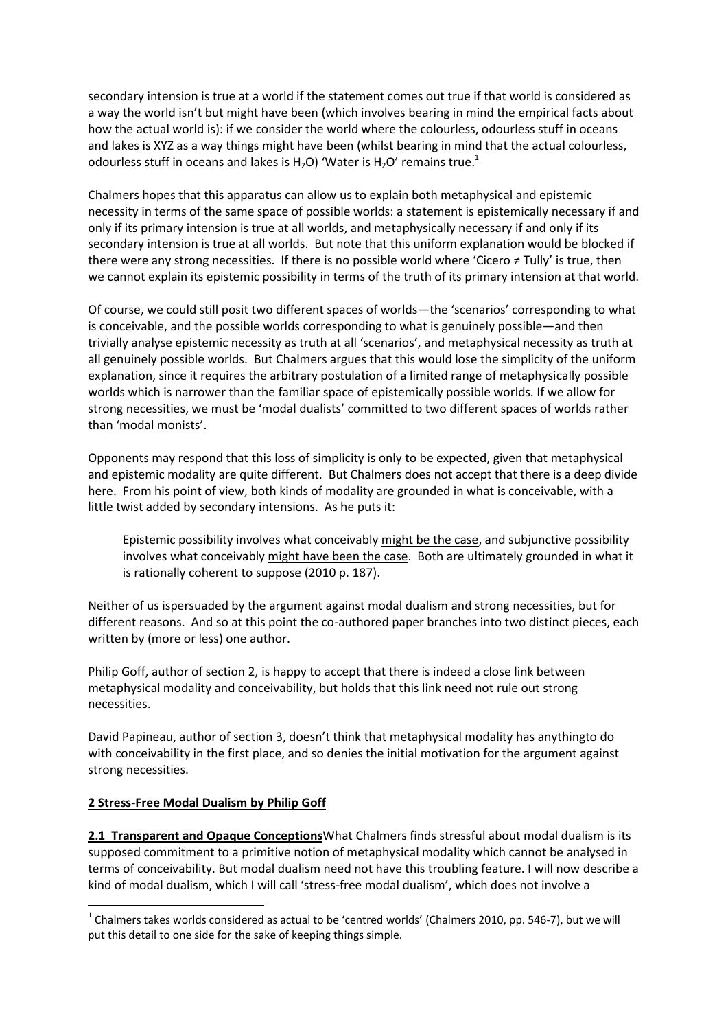secondary intension is true at a world if the statement comes out true if that world is considered as a way the world isn't but might have been (which involves bearing in mind the empirical facts about how the actual world is): if we consider the world where the colourless, odourless stuff in oceans and lakes is XYZ as a way things might have been (whilst bearing in mind that the actual colourless, odourless stuff in oceans and lakes is $H_2O$) 'Water is $H_2O$' remains true.[1]

Chalmers hopes that this apparatus can allow us to explain both metaphysical and epistemic necessity in terms of the same space of possible worlds: a statement is epistemically necessary if and only if its primary intension is true at all worlds, and metaphysically necessary if and only if its secondary intension is true at all worlds. But note that this uniform explanation would be blocked if there were any strong necessities. If there is no possible world where 'Cicero ≠ Tully' is true, then we cannot explain its epistemic possibility in terms of the truth of its primary intension at that world.

Of course, we could still posit two different spaces of worlds—the 'scenarios' corresponding to what is conceivable, and the possible worlds corresponding to what is genuinely possible—and then trivially analyse epistemic necessity as truth at all 'scenarios', and metaphysical necessity as truth at all genuinely possible worlds. But Chalmers argues that this would lose the simplicity of the uniform explanation, since it requires the arbitrary postulation of a limited range of metaphysically possible worlds which is narrower than the familiar space of epistemically possible worlds. If we allow for strong necessities, we must be 'modal dualists' committed to two different spaces of worlds rather than 'modal monists'.

Opponents may respond that this loss of simplicity is only to be expected, given that metaphysical and epistemic modality are quite different. But Chalmers does not accept that there is a deep divide here. From his point of view, both kinds of modality are grounded in what is conceivable, with a little twist added by secondary intensions. As he puts it:

> Epistemic possibility involves what conceivably might be the case, and subjunctive possibility involves what conceivably might have been the case. Both are ultimately grounded in what it is rationally coherent to suppose (2010 p. 187).

Neither of us ispersuaded by the argument against modal dualism and strong necessities, but for different reasons. And so at this point the co-authored paper branches into two distinct pieces, each written by (more or less) one author.

Philip Goff, author of section 2, is happy to accept that there is indeed a close link between metaphysical modality and conceivability, but holds that this link need not rule out strong necessities.

David Papineau, author of section 3, doesn't think that metaphysical modality has anythingto do with conceivability in the first place, and so denies the initial motivation for the argument against strong necessities.

## 2 Stress-Free Modal Dualism by Philip Goff

**2.1 Transparent and Opaque Conceptions** What Chalmers finds stressful about modal dualism is its supposed commitment to a primitive notion of metaphysical modality which cannot be analysed in terms of conceivability. But modal dualism need not have this troubling feature. I will now describe a kind of modal dualism, which I will call 'stress-free modal dualism', which does not involve a

[1] Chalmers takes worlds considered as actual to be 'centred worlds' (Chalmers 2010, pp. 546-7), but we will put this detail to one side for the sake of keeping things simple.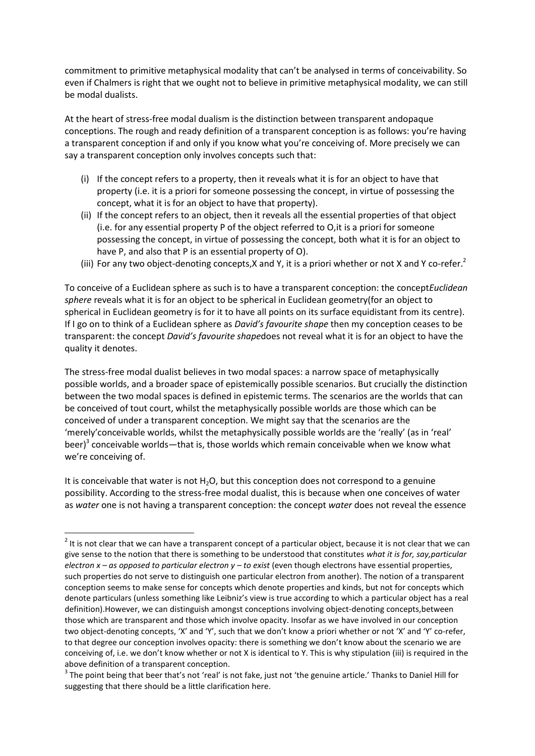commitment to primitive metaphysical modality that can't be analysed in terms of conceivability. So even if Chalmers is right that we ought not to believe in primitive metaphysical modality, we can still be modal dualists.

At the heart of stress-free modal dualism is the distinction between transparent andopaque conceptions. The rough and ready definition of a transparent conception is as follows: you're having a transparent conception if and only if you know what you're conceiving of. More precisely we can say a transparent conception only involves concepts such that:

(i) If the concept refers to a property, then it reveals what it is for an object to have that property (i.e. it is a priori for someone possessing the concept, in virtue of possessing the concept, what it is for an object to have that property).

(ii) If the concept refers to an object, then it reveals all the essential properties of that object (i.e. for any essential property P of the object referred to O,it is a priori for someone possessing the concept, in virtue of possessing the concept, both what it is for an object to have P, and also that P is an essential property of O).

(iii) For any two object-denoting concepts,X and Y, it is a priori whether or not X and Y co-refer.[2]

To conceive of a Euclidean sphere as such is to have a transparent conception: the concept*Euclidean sphere* reveals what it is for an object to be spherical in Euclidean geometry(for an object to spherical in Euclidean geometry is for it to have all points on its surface equidistant from its centre). If I go on to think of a Euclidean sphere as *David's favourite shape* then my conception ceases to be transparent: the concept *David's favourite shape*does not reveal what it is for an object to have the quality it denotes.

The stress-free modal dualist believes in two modal spaces: a narrow space of metaphysically possible worlds, and a broader space of epistemically possible scenarios. But crucially the distinction between the two modal spaces is defined in epistemic terms. The scenarios are the worlds that can be conceived of tout court, whilst the metaphysically possible worlds are those which can be conceived of under a transparent conception. We might say that the scenarios are the 'merely'conceivable worlds, whilst the metaphysically possible worlds are the 'really' (as in 'real' beer)[3] conceivable worlds—that is, those worlds which remain conceivable when we know what we're conceiving of.

It is conceivable that water is not $H_2O$, but this conception does not correspond to a genuine possibility. According to the stress-free modal dualist, this is because when one conceives of water as *water* one is not having a transparent conception: the concept *water* does not reveal the essence

---

[2] It is not clear that we can have a transparent concept of a particular object, because it is not clear that we can give sense to the notion that there is something to be understood that constitutes *what it is for, say,particular electron x – as opposed to particular electron y – to exist* (even though electrons have essential properties, such properties do not serve to distinguish one particular electron from another). The notion of a transparent conception seems to make sense for concepts which denote properties and kinds, but not for concepts which denote particulars (unless something like Leibniz's view is true according to which a particular object has a real definition).However, we can distinguish amongst conceptions involving object-denoting concepts,between those which are transparent and those which involve opacity. Insofar as we have involved in our conception two object-denoting concepts, 'X' and 'Y', such that we don't know a priori whether or not 'X' and 'Y' co-refer, to that degree our conception involves opacity: there is something we don't know about the scenario we are conceiving of, i.e. we don't know whether or not X is identical to Y. This is why stipulation (iii) is required in the above definition of a transparent conception.

[3] The point being that beer that's not 'real' is not fake, just not 'the genuine article.' Thanks to Daniel Hill for suggesting that there should be a little clarification here.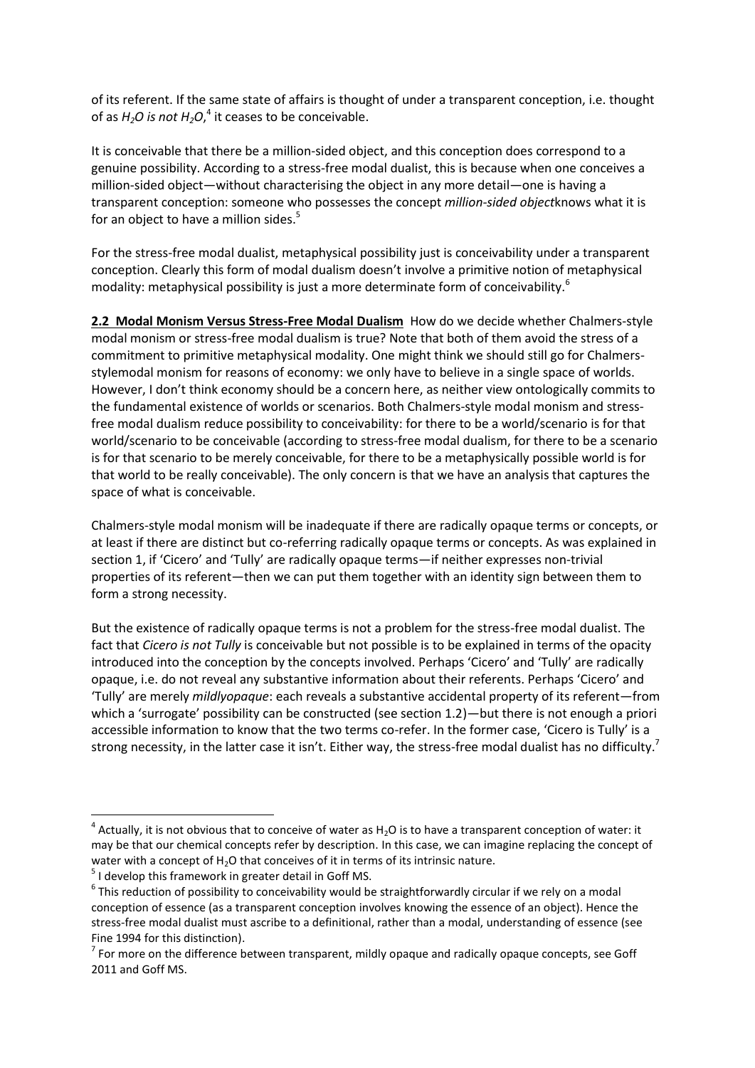of its referent. If the same state of affairs is thought of under a transparent conception, i.e. thought of as *$H_2O$ is not $H_2O$*,[4] it ceases to be conceivable.

It is conceivable that there be a million-sided object, and this conception does correspond to a genuine possibility. According to a stress-free modal dualist, this is because when one conceives a million-sided object—without characterising the object in any more detail—one is having a transparent conception: someone who possesses the concept *million-sided object*knows what it is for an object to have a million sides.[5]

For the stress-free modal dualist, metaphysical possibility just is conceivability under a transparent conception. Clearly this form of modal dualism doesn't involve a primitive notion of metaphysical modality: metaphysical possibility is just a more determinate form of conceivability.[6]

**2.2 Modal Monism Versus Stress-Free Modal Dualism** How do we decide whether Chalmers-style modal monism or stress-free modal dualism is true? Note that both of them avoid the stress of a commitment to primitive metaphysical modality. One might think we should still go for Chalmers-stylemodal monism for reasons of economy: we only have to believe in a single space of worlds. However, I don't think economy should be a concern here, as neither view ontologically commits to the fundamental existence of worlds or scenarios. Both Chalmers-style modal monism and stress-free modal dualism reduce possibility to conceivability: for there to be a world/scenario is for that world/scenario to be conceivable (according to stress-free modal dualism, for there to be a scenario is for that scenario to be merely conceivable, for there to be a metaphysically possible world is for that world to be really conceivable). The only concern is that we have an analysis that captures the space of what is conceivable.

Chalmers-style modal monism will be inadequate if there are radically opaque terms or concepts, or at least if there are distinct but co-referring radically opaque terms or concepts. As was explained in section 1, if 'Cicero' and 'Tully' are radically opaque terms—if neither expresses non-trivial properties of its referent—then we can put them together with an identity sign between them to form a strong necessity.

But the existence of radically opaque terms is not a problem for the stress-free modal dualist. The fact that *Cicero is not Tully* is conceivable but not possible is to be explained in terms of the opacity introduced into the conception by the concepts involved. Perhaps 'Cicero' and 'Tully' are radically opaque, i.e. do not reveal any substantive information about their referents. Perhaps 'Cicero' and 'Tully' are merely *mildlyopaque*: each reveals a substantive accidental property of its referent—from which a 'surrogate' possibility can be constructed (see section 1.2)—but there is not enough a priori accessible information to know that the two terms co-refer. In the former case, 'Cicero is Tully' is a strong necessity, in the latter case it isn't. Either way, the stress-free modal dualist has no difficulty.[7]

---

[4] Actually, it is not obvious that to conceive of water as $H_2O$ is to have a transparent conception of water: it may be that our chemical concepts refer by description. In this case, we can imagine replacing the concept of water with a concept of $H_2O$ that conceives of it in terms of its intrinsic nature.

[5] I develop this framework in greater detail in Goff MS.

[6] This reduction of possibility to conceivability would be straightforwardly circular if we rely on a modal conception of essence (as a transparent conception involves knowing the essence of an object). Hence the stress-free modal dualist must ascribe to a definitional, rather than a modal, understanding of essence (see Fine 1994 for this distinction).

[7] For more on the difference between transparent, mildly opaque and radically opaque concepts, see Goff 2011 and Goff MS.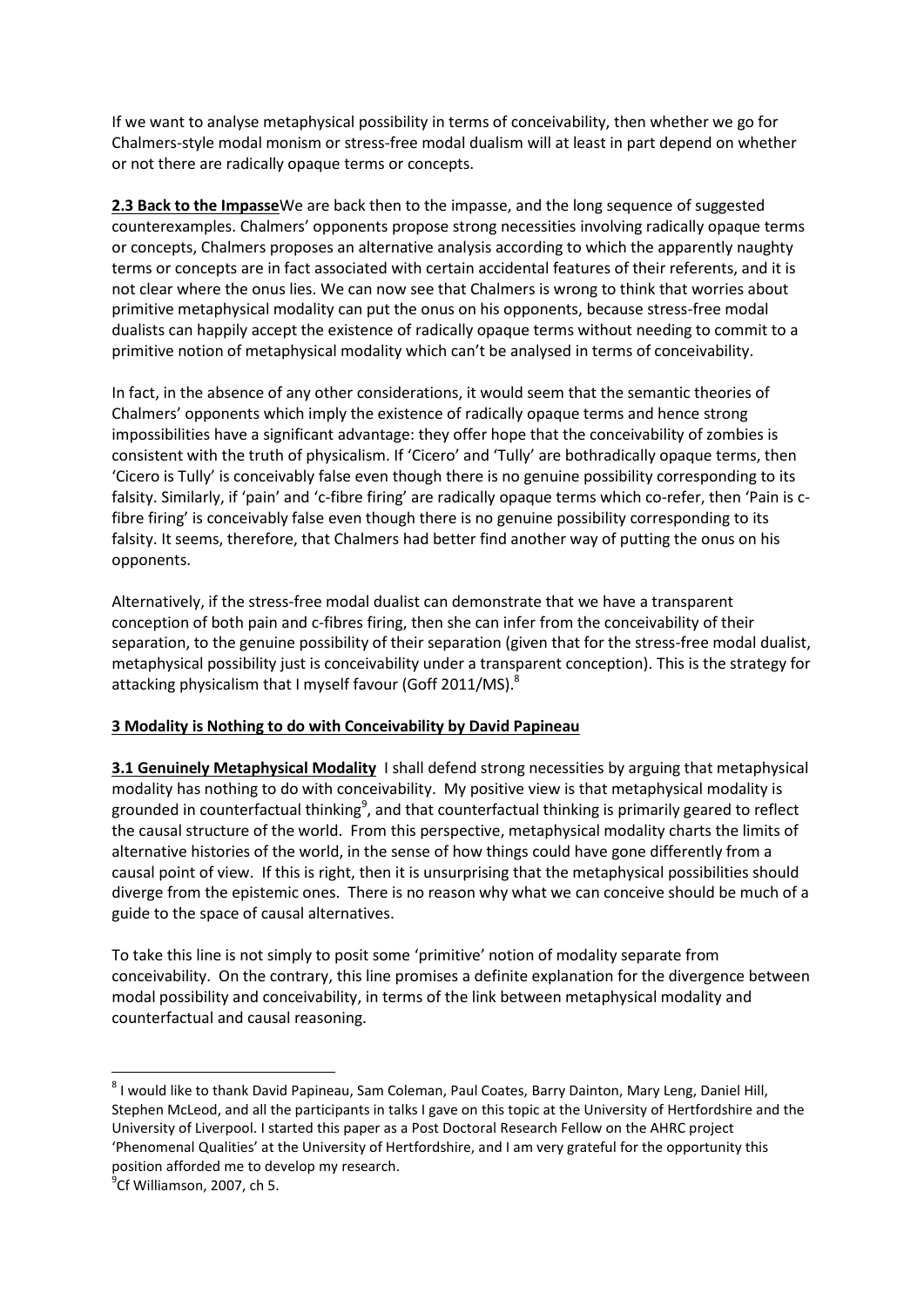If we want to analyse metaphysical possibility in terms of conceivability, then whether we go for Chalmers-style modal monism or stress-free modal dualism will at least in part depend on whether or not there are radically opaque terms or concepts.

**2.3 Back to the Impasse** We are back then to the impasse, and the long sequence of suggested counterexamples. Chalmers' opponents propose strong necessities involving radically opaque terms or concepts, Chalmers proposes an alternative analysis according to which the apparently naughty terms or concepts are in fact associated with certain accidental features of their referents, and it is not clear where the onus lies. We can now see that Chalmers is wrong to think that worries about primitive metaphysical modality can put the onus on his opponents, because stress-free modal dualists can happily accept the existence of radically opaque terms without needing to commit to a primitive notion of metaphysical modality which can't be analysed in terms of conceivability.

In fact, in the absence of any other considerations, it would seem that the semantic theories of Chalmers' opponents which imply the existence of radically opaque terms and hence strong impossibilities have a significant advantage: they offer hope that the conceivability of zombies is consistent with the truth of physicalism. If 'Cicero' and 'Tully' are bothradically opaque terms, then 'Cicero is Tully' is conceivably false even though there is no genuine possibility corresponding to its falsity. Similarly, if 'pain' and 'c-fibre firing' are radically opaque terms which co-refer, then 'Pain is c-fibre firing' is conceivably false even though there is no genuine possibility corresponding to its falsity. It seems, therefore, that Chalmers had better find another way of putting the onus on his opponents.

Alternatively, if the stress-free modal dualist can demonstrate that we have a transparent conception of both pain and c-fibres firing, then she can infer from the conceivability of their separation, to the genuine possibility of their separation (given that for the stress-free modal dualist, metaphysical possibility just is conceivability under a transparent conception). This is the strategy for attacking physicalism that I myself favour (Goff 2011/MS).[8]

## 3 Modality is Nothing to do with Conceivability by David Papineau

**3.1 Genuinely Metaphysical Modality** I shall defend strong necessities by arguing that metaphysical modality has nothing to do with conceivability. My positive view is that metaphysical modality is grounded in counterfactual thinking[9], and that counterfactual thinking is primarily geared to reflect the causal structure of the world. From this perspective, metaphysical modality charts the limits of alternative histories of the world, in the sense of how things could have gone differently from a causal point of view. If this is right, then it is unsurprising that the metaphysical possibilities should diverge from the epistemic ones. There is no reason why what we can conceive should be much of a guide to the space of causal alternatives.

To take this line is not simply to posit some 'primitive' notion of modality separate from conceivability. On the contrary, this line promises a definite explanation for the divergence between modal possibility and conceivability, in terms of the link between metaphysical modality and counterfactual and causal reasoning.

---

[8] I would like to thank David Papineau, Sam Coleman, Paul Coates, Barry Dainton, Mary Leng, Daniel Hill, Stephen McLeod, and all the participants in talks I gave on this topic at the University of Hertfordshire and the University of Liverpool. I started this paper as a Post Doctoral Research Fellow on the AHRC project 'Phenomenal Qualities' at the University of Hertfordshire, and I am very grateful for the opportunity this position afforded me to develop my research.

[9] Cf Williamson, 2007, ch 5.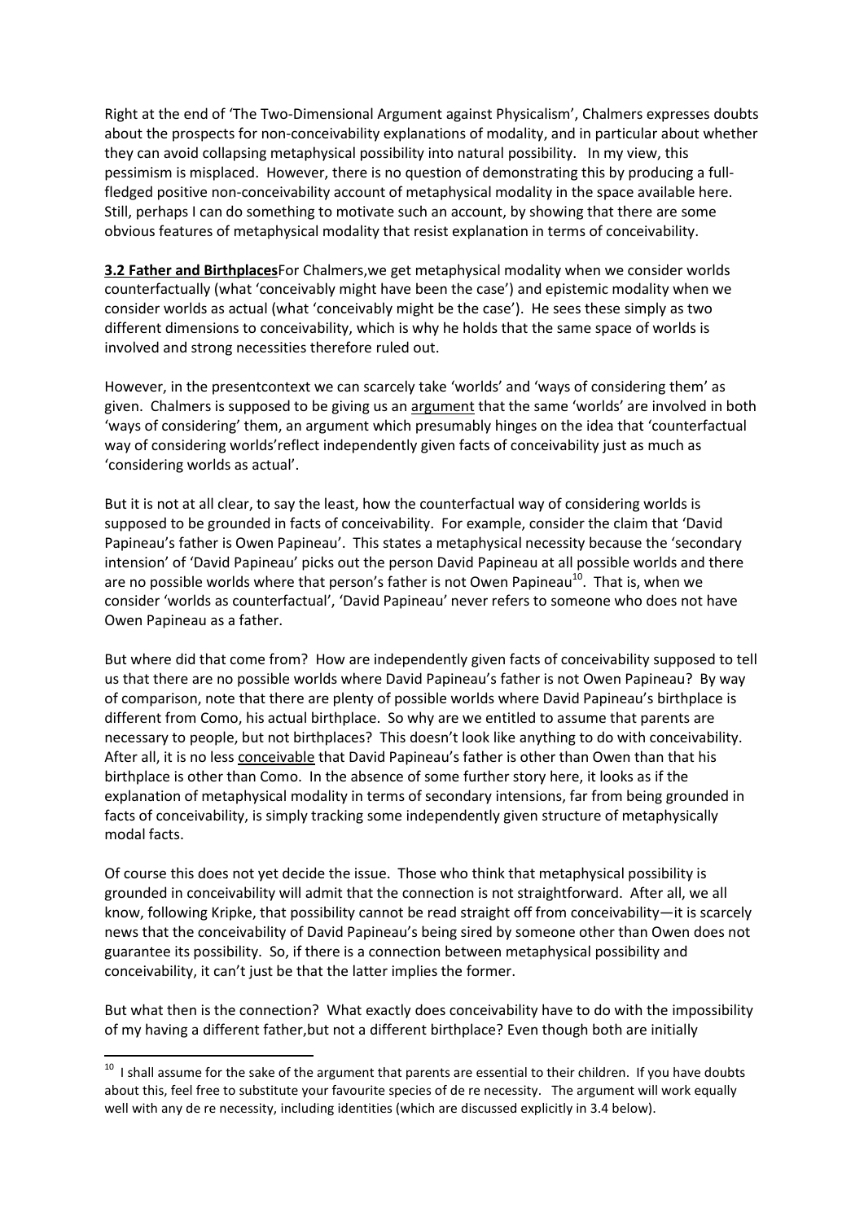Right at the end of 'The Two-Dimensional Argument against Physicalism', Chalmers expresses doubts about the prospects for non-conceivability explanations of modality, and in particular about whether they can avoid collapsing metaphysical possibility into natural possibility. In my view, this pessimism is misplaced. However, there is no question of demonstrating this by producing a full-fledged positive non-conceivability account of metaphysical modality in the space available here. Still, perhaps I can do something to motivate such an account, by showing that there are some obvious features of metaphysical modality that resist explanation in terms of conceivability.

**3.2 Father and Birthplaces**For Chalmers,we get metaphysical modality when we consider worlds counterfactually (what 'conceivably might have been the case') and epistemic modality when we consider worlds as actual (what 'conceivably might be the case'). He sees these simply as two different dimensions to conceivability, which is why he holds that the same space of worlds is involved and strong necessities therefore ruled out.

However, in the presentcontext we can scarcely take 'worlds' and 'ways of considering them' as given. Chalmers is supposed to be giving us an <u>argument</u> that the same 'worlds' are involved in both 'ways of considering' them, an argument which presumably hinges on the idea that 'counterfactual way of considering worlds'reflect independently given facts of conceivability just as much as 'considering worlds as actual'.

But it is not at all clear, to say the least, how the counterfactual way of considering worlds is supposed to be grounded in facts of conceivability. For example, consider the claim that 'David Papineau's father is Owen Papineau'. This states a metaphysical necessity because the 'secondary intension' of 'David Papineau' picks out the person David Papineau at all possible worlds and there are no possible worlds where that person's father is not Owen Papineau[10]. That is, when we consider 'worlds as counterfactual', 'David Papineau' never refers to someone who does not have Owen Papineau as a father.

But where did that come from? How are independently given facts of conceivability supposed to tell us that there are no possible worlds where David Papineau's father is not Owen Papineau? By way of comparison, note that there are plenty of possible worlds where David Papineau's birthplace is different from Como, his actual birthplace. So why are we entitled to assume that parents are necessary to people, but not birthplaces? This doesn't look like anything to do with conceivability. After all, it is no less <u>conceivable</u> that David Papineau's father is other than Owen than that his birthplace is other than Como. In the absence of some further story here, it looks as if the explanation of metaphysical modality in terms of secondary intensions, far from being grounded in facts of conceivability, is simply tracking some independently given structure of metaphysically modal facts.

Of course this does not yet decide the issue. Those who think that metaphysical possibility is grounded in conceivability will admit that the connection is not straightforward. After all, we all know, following Kripke, that possibility cannot be read straight off from conceivability—it is scarcely news that the conceivability of David Papineau's being sired by someone other than Owen does not guarantee its possibility. So, if there is a connection between metaphysical possibility and conceivability, it can't just be that the latter implies the former.

But what then is the connection? What exactly does conceivability have to do with the impossibility of my having a different father,but not a different birthplace? Even though both are initially

---

[10] I shall assume for the sake of the argument that parents are essential to their children. If you have doubts about this, feel free to substitute your favourite species of de re necessity. The argument will work equally well with any de re necessity, including identities (which are discussed explicitly in 3.4 below).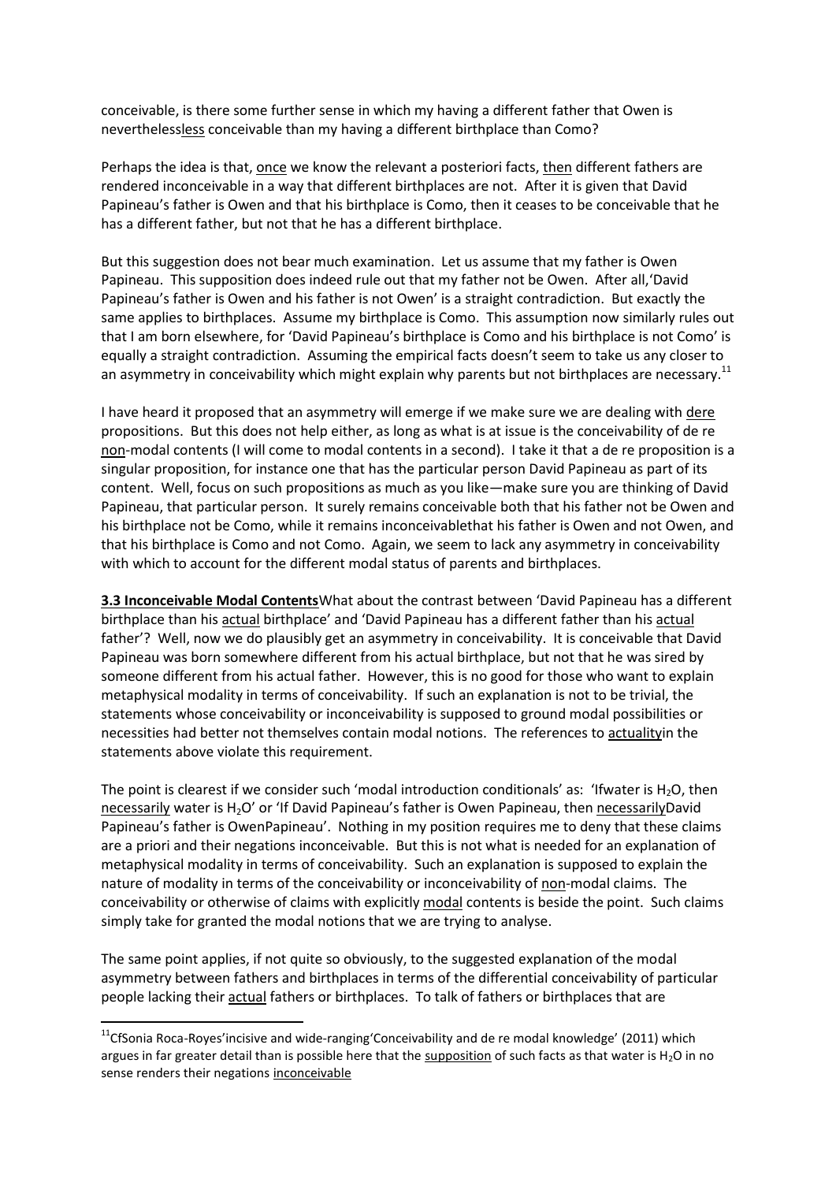conceivable, is there some further sense in which my having a different father that Owen is neverthelessless conceivable than my having a different birthplace than Como?

Perhaps the idea is that, once we know the relevant a posteriori facts, then different fathers are rendered inconceivable in a way that different birthplaces are not. After it is given that David Papineau's father is Owen and that his birthplace is Como, then it ceases to be conceivable that he has a different father, but not that he has a different birthplace.

But this suggestion does not bear much examination. Let us assume that my father is Owen Papineau. This supposition does indeed rule out that my father not be Owen. After all,'David Papineau's father is Owen and his father is not Owen' is a straight contradiction. But exactly the same applies to birthplaces. Assume my birthplace is Como. This assumption now similarly rules out that I am born elsewhere, for 'David Papineau's birthplace is Como and his birthplace is not Como' is equally a straight contradiction. Assuming the empirical facts doesn't seem to take us any closer to an asymmetry in conceivability which might explain why parents but not birthplaces are necessary.[11]

I have heard it proposed that an asymmetry will emerge if we make sure we are dealing with dere propositions. But this does not help either, as long as what is at issue is the conceivability of de re non-modal contents (I will come to modal contents in a second). I take it that a de re proposition is a singular proposition, for instance one that has the particular person David Papineau as part of its content. Well, focus on such propositions as much as you like—make sure you are thinking of David Papineau, that particular person. It surely remains conceivable both that his father not be Owen and his birthplace not be Como, while it remains inconceivablethat his father is Owen and not Owen, and that his birthplace is Como and not Como. Again, we seem to lack any asymmetry in conceivability with which to account for the different modal status of parents and birthplaces.

**3.3 Inconceivable Modal Contents**What about the contrast between 'David Papineau has a different birthplace than his actual birthplace' and 'David Papineau has a different father than his actual father'? Well, now we do plausibly get an asymmetry in conceivability. It is conceivable that David Papineau was born somewhere different from his actual birthplace, but not that he was sired by someone different from his actual father. However, this is no good for those who want to explain metaphysical modality in terms of conceivability. If such an explanation is not to be trivial, the statements whose conceivability or inconceivability is supposed to ground modal possibilities or necessities had better not themselves contain modal notions. The references to actualityin the statements above violate this requirement.

The point is clearest if we consider such 'modal introduction conditionals' as: 'Ifwater is $H_2O$, then necessarily water is $H_2O$' or 'If David Papineau's father is Owen Papineau, then necessarilyDavid Papineau's father is OwenPapineau'. Nothing in my position requires me to deny that these claims are a priori and their negations inconceivable. But this is not what is needed for an explanation of metaphysical modality in terms of conceivability. Such an explanation is supposed to explain the nature of modality in terms of the conceivability or inconceivability of non-modal claims. The conceivability or otherwise of claims with explicitly modal contents is beside the point. Such claims simply take for granted the modal notions that we are trying to analyse.

The same point applies, if not quite so obviously, to the suggested explanation of the modal asymmetry between fathers and birthplaces in terms of the differential conceivability of particular people lacking their actual fathers or birthplaces. To talk of fathers or birthplaces that are

---

[11] CfSonia Roca-Royes'incisive and wide-ranging'Conceivability and de re modal knowledge' (2011) which argues in far greater detail than is possible here that the supposition of such facts as that water is $H_2O$ in no sense renders their negations inconceivable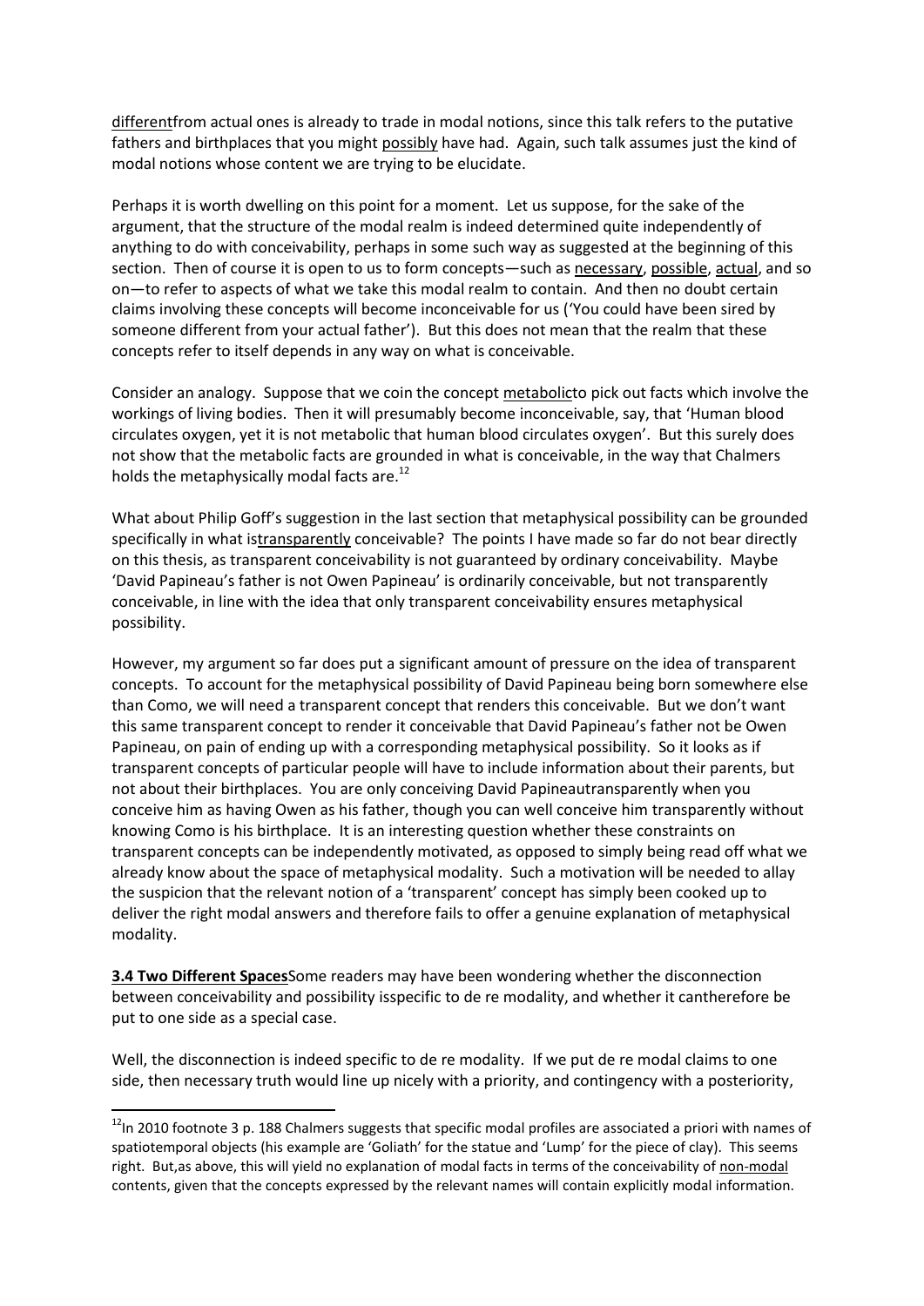different from actual ones is already to trade in modal notions, since this talk refers to the putative fathers and birthplaces that you might possibly have had. Again, such talk assumes just the kind of modal notions whose content we are trying to be elucidate.

Perhaps it is worth dwelling on this point for a moment. Let us suppose, for the sake of the argument, that the structure of the modal realm is indeed determined quite independently of anything to do with conceivability, perhaps in some such way as suggested at the beginning of this section. Then of course it is open to us to form concepts—such as necessary, possible, actual, and so on—to refer to aspects of what we take this modal realm to contain. And then no doubt certain claims involving these concepts will become inconceivable for us ('You could have been sired by someone different from your actual father'). But this does not mean that the realm that these concepts refer to itself depends in any way on what is conceivable.

Consider an analogy. Suppose that we coin the concept metabolic to pick out facts which involve the workings of living bodies. Then it will presumably become inconceivable, say, that 'Human blood circulates oxygen, yet it is not metabolic that human blood circulates oxygen'. But this surely does not show that the metabolic facts are grounded in what is conceivable, in the way that Chalmers holds the metaphysically modal facts are.[12]

What about Philip Goff's suggestion in the last section that metaphysical possibility can be grounded specifically in what is transparently conceivable? The points I have made so far do not bear directly on this thesis, as transparent conceivability is not guaranteed by ordinary conceivability. Maybe 'David Papineau's father is not Owen Papineau' is ordinarily conceivable, but not transparently conceivable, in line with the idea that only transparent conceivability ensures metaphysical possibility.

However, my argument so far does put a significant amount of pressure on the idea of transparent concepts. To account for the metaphysical possibility of David Papineau being born somewhere else than Como, we will need a transparent concept that renders this conceivable. But we don't want this same transparent concept to render it conceivable that David Papineau's father not be Owen Papineau, on pain of ending up with a corresponding metaphysical possibility. So it looks as if transparent concepts of particular people will have to include information about their parents, but not about their birthplaces. You are only conceiving David Papineau transparently when you conceive him as having Owen as his father, though you can well conceive him transparently without knowing Como is his birthplace. It is an interesting question whether these constraints on transparent concepts can be independently motivated, as opposed to simply being read off what we already know about the space of metaphysical modality. Such a motivation will be needed to allay the suspicion that the relevant notion of a 'transparent' concept has simply been cooked up to deliver the right modal answers and therefore fails to offer a genuine explanation of metaphysical modality.

**3.4 Two Different Spaces** Some readers may have been wondering whether the disconnection between conceivability and possibility is specific to de re modality, and whether it can therefore be put to one side as a special case.

Well, the disconnection is indeed specific to de re modality. If we put de re modal claims to one side, then necessary truth would line up nicely with a priority, and contingency with a posteriority,

---

[12] In 2010 footnote 3 p. 188 Chalmers suggests that specific modal profiles are associated a priori with names of spatiotemporal objects (his example are 'Goliath' for the statue and 'Lump' for the piece of clay). This seems right. But, as above, this will yield no explanation of modal facts in terms of the conceivability of non-modal contents, given that the concepts expressed by the relevant names will contain explicitly modal information.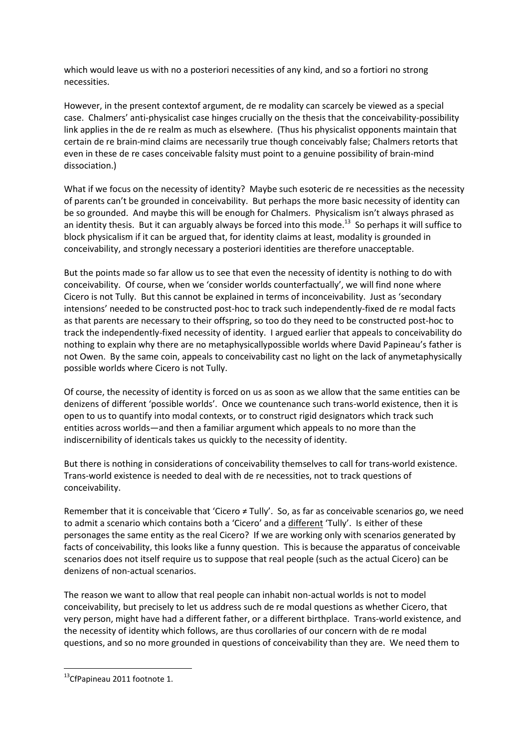which would leave us with no a posteriori necessities of any kind, and so a fortiori no strong necessities.

However, in the present contextof argument, de re modality can scarcely be viewed as a special case. Chalmers' anti-physicalist case hinges crucially on the thesis that the conceivability-possibility link applies in the de re realm as much as elsewhere. (Thus his physicalist opponents maintain that certain de re brain-mind claims are necessarily true though conceivably false; Chalmers retorts that even in these de re cases conceivable falsity must point to a genuine possibility of brain-mind dissociation.)

What if we focus on the necessity of identity? Maybe such esoteric de re necessities as the necessity of parents can't be grounded in conceivability. But perhaps the more basic necessity of identity can be so grounded. And maybe this will be enough for Chalmers. Physicalism isn't always phrased as an identity thesis. But it can arguably always be forced into this mode.[13] So perhaps it will suffice to block physicalism if it can be argued that, for identity claims at least, modality is grounded in conceivability, and strongly necessary a posteriori identities are therefore unacceptable.

But the points made so far allow us to see that even the necessity of identity is nothing to do with conceivability. Of course, when we 'consider worlds counterfactually', we will find none where Cicero is not Tully. But this cannot be explained in terms of inconceivability. Just as 'secondary intensions' needed to be constructed post-hoc to track such independently-fixed de re modal facts as that parents are necessary to their offspring, so too do they need to be constructed post-hoc to track the independently-fixed necessity of identity. I argued earlier that appeals to conceivability do nothing to explain why there are no metaphysicallypossible worlds where David Papineau's father is not Owen. By the same coin, appeals to conceivability cast no light on the lack of anymetaphysically possible worlds where Cicero is not Tully.

Of course, the necessity of identity is forced on us as soon as we allow that the same entities can be denizens of different 'possible worlds'. Once we countenance such trans-world existence, then it is open to us to quantify into modal contexts, or to construct rigid designators which track such entities across worlds—and then a familiar argument which appeals to no more than the indiscernibility of identicals takes us quickly to the necessity of identity.

But there is nothing in considerations of conceivability themselves to call for trans-world existence. Trans-world existence is needed to deal with de re necessities, not to track questions of conceivability.

Remember that it is conceivable that 'Cicero ≠ Tully'. So, as far as conceivable scenarios go, we need to admit a scenario which contains both a 'Cicero' and a <u>different</u> 'Tully'. Is either of these personages the same entity as the real Cicero? If we are working only with scenarios generated by facts of conceivability, this looks like a funny question. This is because the apparatus of conceivable scenarios does not itself require us to suppose that real people (such as the actual Cicero) can be denizens of non-actual scenarios.

The reason we want to allow that real people can inhabit non-actual worlds is not to model conceivability, but precisely to let us address such de re modal questions as whether Cicero, that very person, might have had a different father, or a different birthplace. Trans-world existence, and the necessity of identity which follows, are thus corollaries of our concern with de re modal questions, and so no more grounded in questions of conceivability than they are. We need them to

---

[13] CfPapineau 2011 footnote 1.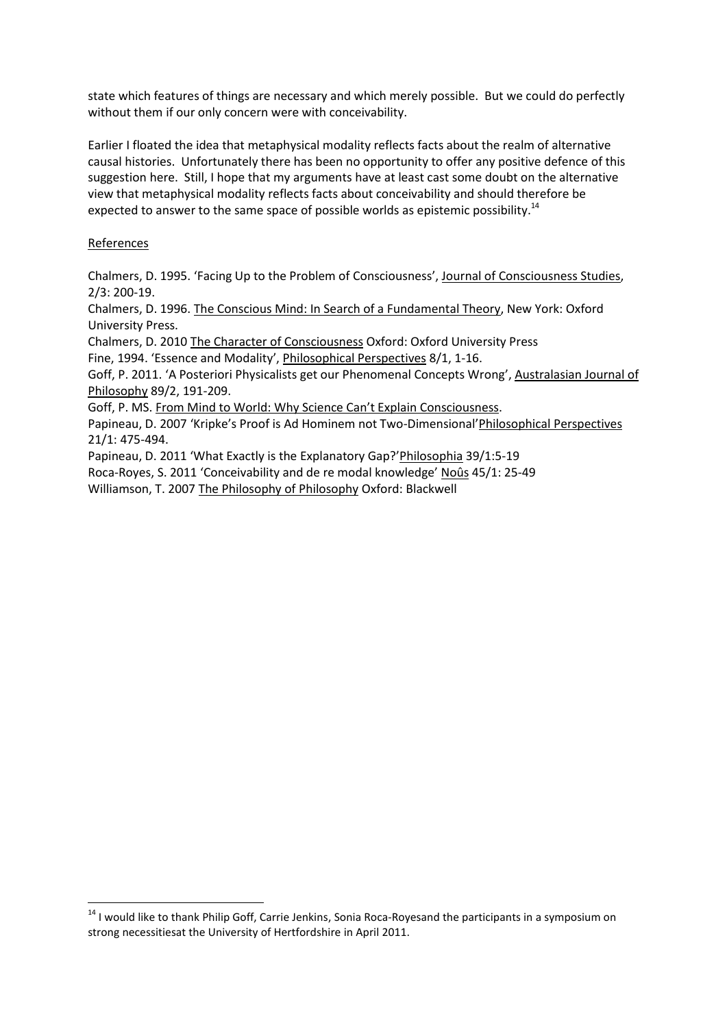state which features of things are necessary and which merely possible. But we could do perfectly without them if our only concern were with conceivability.

Earlier I floated the idea that metaphysical modality reflects facts about the realm of alternative causal histories. Unfortunately there has been no opportunity to offer any positive defence of this suggestion here. Still, I hope that my arguments have at least cast some doubt on the alternative view that metaphysical modality reflects facts about conceivability and should therefore be expected to answer to the same space of possible worlds as epistemic possibility.[14]

References

Chalmers, D. 1995. 'Facing Up to the Problem of Consciousness', Journal of Consciousness Studies, 2/3: 200-19.
Chalmers, D. 1996. The Conscious Mind: In Search of a Fundamental Theory, New York: Oxford University Press.
Chalmers, D. 2010 The Character of Consciousness Oxford: Oxford University Press
Fine, 1994. 'Essence and Modality', Philosophical Perspectives 8/1, 1-16.
Goff, P. 2011. 'A Posteriori Physicalists get our Phenomenal Concepts Wrong', Australasian Journal of Philosophy 89/2, 191-209.
Goff, P. MS. From Mind to World: Why Science Can't Explain Consciousness.
Papineau, D. 2007 'Kripke's Proof is Ad Hominem not Two-Dimensional'Philosophical Perspectives 21/1: 475-494.
Papineau, D. 2011 'What Exactly is the Explanatory Gap?'Philosophia 39/1:5-19
Roca-Royes, S. 2011 'Conceivability and de re modal knowledge' Noûs 45/1: 25-49
Williamson, T. 2007 The Philosophy of Philosophy Oxford: Blackwell

[14] I would like to thank Philip Goff, Carrie Jenkins, Sonia Roca-Royesand the participants in a symposium on strong necessitiesat the University of Hertfordshire in April 2011.